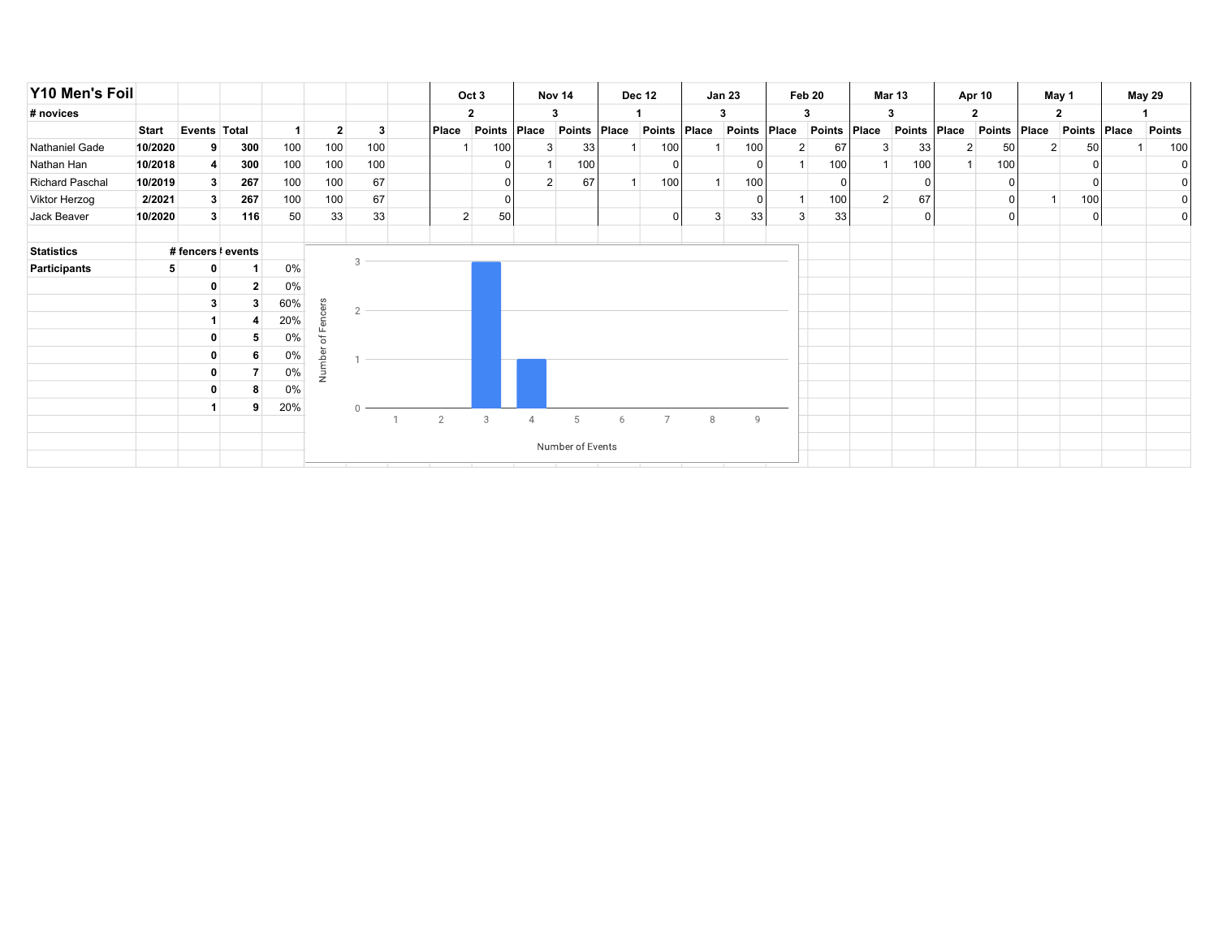# Y10 Men's Foil

| | Start | Events | Total | 1 | 2 | 3 | | Oct 3 | | Nov 14 | | Dec 12 | | Jan 23 | | Feb 20 | | Mar 13 | | Apr 10 | | May 1 | | May 29 | |
|---|---|---|---|---|---|---|---|---|---|---|---|---|---|---|---|---|---|---|---|---|---|---|---|---|---|
| **# novices** | | | | | | | | **2** | | **3** | | **1** | | **3** | | **3** | | **3** | | **2** | | **2** | | **1** | |
| | **Start** | **Events** | **Total** | **1** | **2** | **3** | | **Place** | **Points** | **Place** | **Points** | **Place** | **Points** | **Place** | **Points** | **Place** | **Points** | **Place** | **Points** | **Place** | **Points** | **Place** | **Points** | **Place** | **Points** |
| Nathaniel Gade | **10/2020** | **9** | **300** | 100 | 100 | 100 | | 1 | 100 | 3 | 33 | 1 | 100 | 1 | 100 | 2 | 67 | 3 | 33 | 2 | 50 | 2 | 50 | 1 | 100 |
| Nathan Han | **10/2018** | **4** | **300** | 100 | 100 | 100 | | | 0 | 1 | 100 | | 0 | | 0 | 1 | 100 | 1 | 100 | 1 | 100 | | 0 | | 0 |
| Richard Paschal | **10/2019** | **3** | **267** | 100 | 100 | 67 | | | 0 | 2 | 67 | 1 | 100 | 1 | 100 | | 0 | | 0 | | 0 | | 0 | | 0 |
| Viktor Herzog | **2/2021** | **3** | **267** | 100 | 100 | 67 | | | 0 | | | | | | 0 | 1 | 100 | 2 | 67 | | 0 | 1 | 100 | | 0 |
| Jack Beaver | **10/2020** | **3** | **116** | 50 | 33 | 33 | | 2 | 50 | | | | 0 | 3 | 33 | 3 | 33 | | 0 | | 0 | | 0 | | 0 |

| **Statistics** | | **# fencers** | **# events** | |
|---|---|---|---|---|
| **Participants** | **5** | **0** | **1** | 0% |
| | | **0** | **2** | 0% |
| | | **3** | **3** | 60% |
| | | **1** | **4** | 20% |
| | | **0** | **5** | 0% |
| | | **0** | **6** | 0% |
| | | **0** | **7** | 0% |
| | | **0** | **8** | 0% |
| | | **1** | **9** | 20% |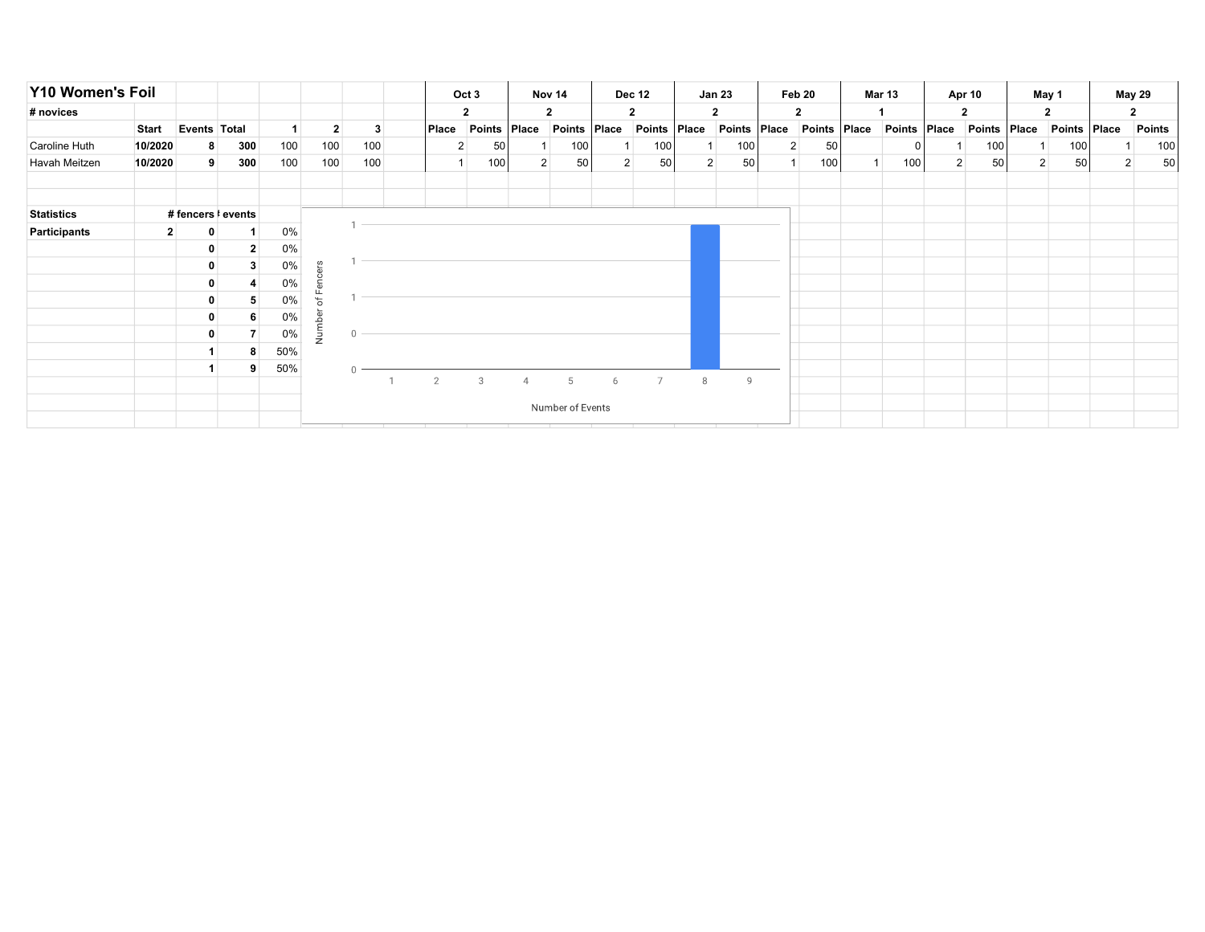# Y10 Women's Foil

| | | | | | | | | Oct 3 | | Nov 14 | | Dec 12 | | Jan 23 | | Feb 20 | | Mar 13 | | Apr 10 | | May 1 | | May 29 | |
|---|---|---|---|---|---|---|---|---|---|---|---|---|---|---|---|---|---|---|---|---|---|---|---|---|---|
| # novices | | | | | | | | 2 | | 2 | | 2 | | 2 | | 2 | | 1 | | 2 | | 2 | | 2 | |
| | Start | Events | Total | 1 | 2 | 3 | | Place | Points | Place | Points | Place | Points | Place | Points | Place | Points | Place | Points | Place | Points | Place | Points | Place | Points |
| Caroline Huth | 10/2020 | 8 | 300 | 100 | 100 | 100 | | 2 | 50 | 1 | 100 | 1 | 100 | 1 | 100 | 2 | 50 | | 0 | 1 | 100 | 1 | 100 | 1 | 100 |
| Havah Meitzen | 10/2020 | 9 | 300 | 100 | 100 | 100 | | 1 | 100 | 2 | 50 | 2 | 50 | 2 | 50 | 1 | 100 | 1 | 100 | 2 | 50 | 2 | 50 | 2 | 50 |

| Statistics | | # fencers | # events | |
|---|---|---|---|---|
| Participants | 2 | 0 | 1 | 0% |
| | | 0 | 2 | 0% |
| | | 0 | 3 | 0% |
| | | 0 | 4 | 0% |
| | | 0 | 5 | 0% |
| | | 0 | 6 | 0% |
| | | 0 | 7 | 0% |
| | | 1 | 8 | 50% |
| | | 1 | 9 | 50% |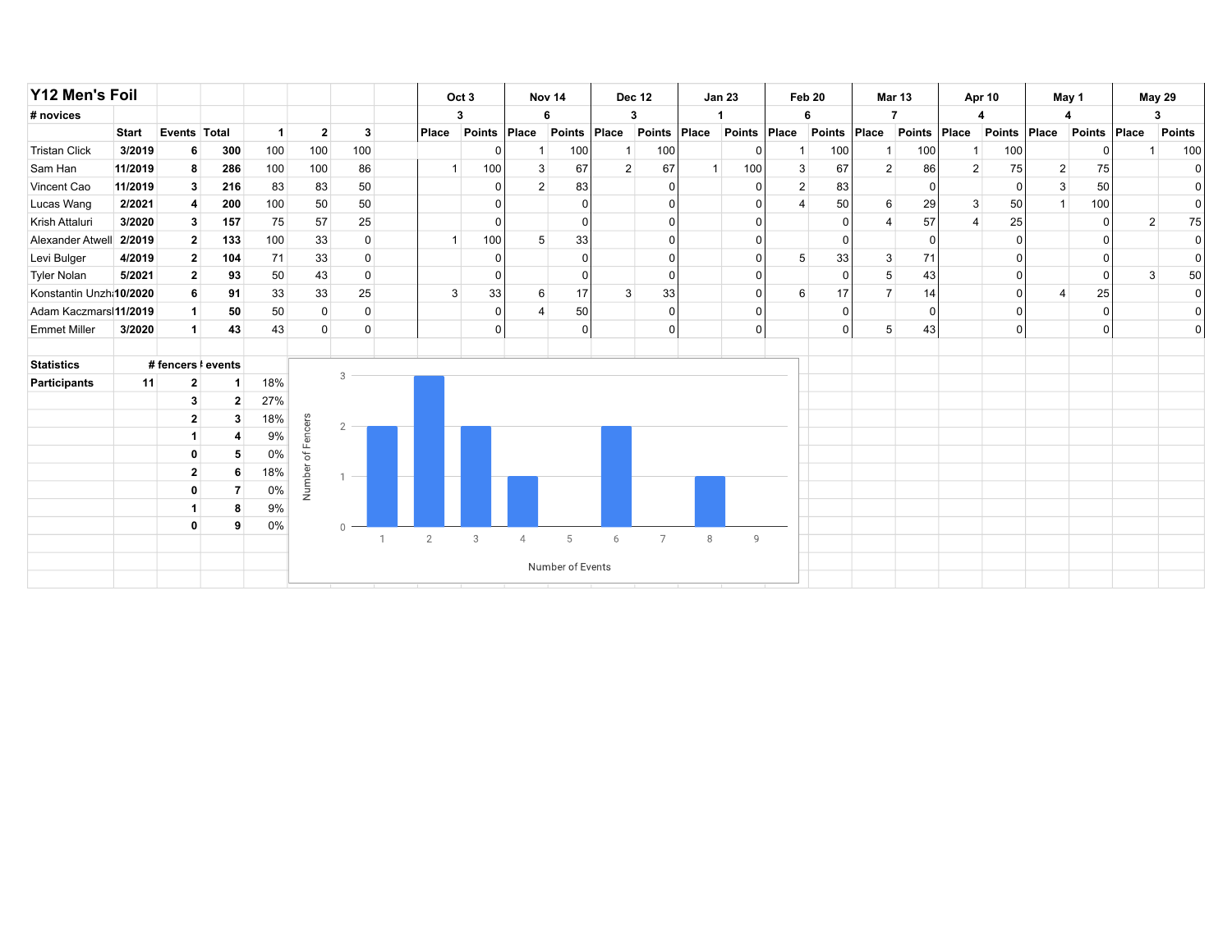## Y12 Men's Foil

| | Start | Events | Total | 1 | 2 | 3 | Oct 3 | | Nov 14 | | Dec 12 | | Jan 23 | | Feb 20 | | Mar 13 | | Apr 10 | | May 1 | | May 29 | |
|---|---|---|---|---|---|---|---|---|---|---|---|---|---|---|---|---|---|---|---|---|---|---|---|---|
| # novices | | | | | | | 3 | | 6 | | 3 | | 1 | | 6 | | 7 | | 4 | | 4 | | 3 | |
| | | | | | | | Place | Points | Place | Points | Place | Points | Place | Points | Place | Points | Place | Points | Place | Points | Place | Points | Place | Points |
| Tristan Click | 3/2019 | 6 | 300 | 100 | 100 | 100 | | 0 | 1 | 100 | 1 | 100 | | 0 | 1 | 100 | 1 | 100 | 1 | 100 | | 0 | 1 | 100 |
| Sam Han | 11/2019 | 8 | 286 | 100 | 100 | 86 | 1 | 100 | 3 | 67 | 2 | 67 | 1 | 100 | 3 | 67 | 2 | 86 | 2 | 75 | 2 | 75 | | 0 |
| Vincent Cao | 11/2019 | 3 | 216 | 83 | 83 | 50 | | 0 | 2 | 83 | | 0 | | 0 | 2 | 83 | | 0 | | 0 | 3 | 50 | | 0 |
| Lucas Wang | 2/2021 | 4 | 200 | 100 | 50 | 50 | | 0 | | 0 | | 0 | | 0 | 4 | 50 | 6 | 29 | 3 | 50 | 1 | 100 | | 0 |
| Krish Attaluri | 3/2020 | 3 | 157 | 75 | 57 | 25 | | 0 | | 0 | | 0 | | 0 | | 0 | 4 | 57 | 4 | 25 | | 0 | 2 | 75 |
| Alexander Atwell | 2/2019 | 2 | 133 | 100 | 33 | 0 | 1 | 100 | 5 | 33 | | 0 | | 0 | | 0 | | 0 | | 0 | | 0 | | 0 |
| Levi Bulger | 4/2019 | 2 | 104 | 71 | 33 | 0 | | 0 | | 0 | | 0 | | 0 | 5 | 33 | 3 | 71 | | 0 | | 0 | | 0 |
| Tyler Nolan | 5/2021 | 2 | 93 | 50 | 43 | 0 | | 0 | | 0 | | 0 | | 0 | | 0 | 5 | 43 | | 0 | | 0 | 3 | 50 |
| Konstantin Unzh | 10/2020 | 6 | 91 | 33 | 33 | 25 | 3 | 33 | 6 | 17 | 3 | 33 | | 0 | 6 | 17 | 7 | 14 | | 0 | 4 | 25 | | 0 |
| Adam Kaczmarsl | 11/2019 | 1 | 50 | 50 | 0 | 0 | | 0 | 4 | 50 | | 0 | | 0 | | 0 | | 0 | | 0 | | 0 | | 0 |
| Emmet Miller | 3/2020 | 1 | 43 | 43 | 0 | 0 | | 0 | | 0 | | 0 | | 0 | | 0 | 5 | 43 | | 0 | | 0 | | 0 |

| Statistics | | # fencers | # events | |
|---|---|---|---|---|
| Participants | 11 | 2 | 1 | 18% |
| | | 3 | 2 | 27% |
| | | 2 | 3 | 18% |
| | | 1 | 4 | 9% |
| | | 0 | 5 | 0% |
| | | 2 | 6 | 18% |
| | | 0 | 7 | 0% |
| | | 1 | 8 | 9% |
| | | 0 | 9 | 0% |

Number of Fencers vs. Number of Events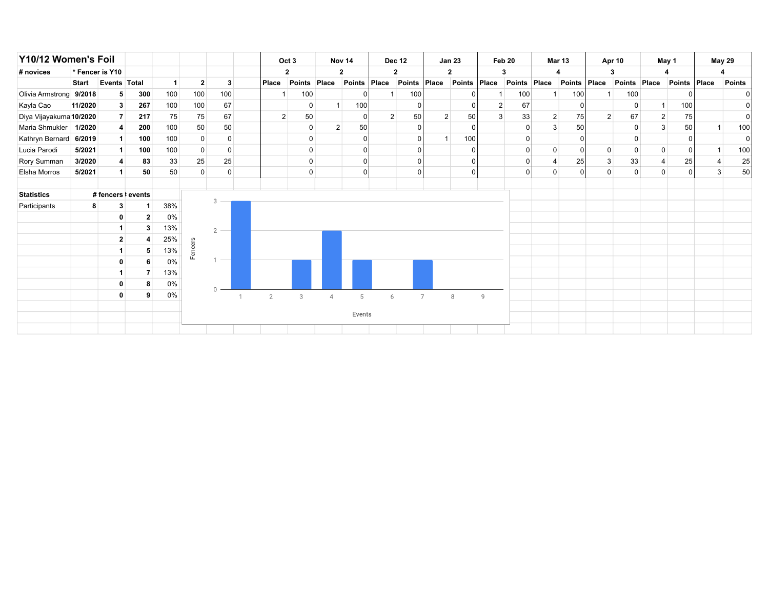## Y10/12 Women's Foil

| # novices | * Fencer is Y10 | | | | | | Oct 3 | | Nov 14 | | Dec 12 | | Jan 23 | | Feb 20 | | Mar 13 | | Apr 10 | | May 1 | | May 29 | |
|---|---|---|---|---|---|---|---|---|---|---|---|---|---|---|---|---|---|---|---|---|---|---|---|---|
| | | | | | | | 2 | | 2 | | 2 | | 2 | | 3 | | 4 | | 3 | | 4 | | 4 | |
| | Start | Events | Total | 1 | 2 | 3 | Place | Points | Place | Points | Place | Points | Place | Points | Place | Points | Place | Points | Place | Points | Place | Points | Place | Points |
| Olivia Armstrong | 9/2018 | 5 | 300 | 100 | 100 | 100 | 1 | 100 | | 0 | 1 | 100 | | 0 | 1 | 100 | 1 | 100 | 1 | 100 | | 0 | | 0 |
| Kayla Cao | 11/2020 | 3 | 267 | 100 | 100 | 67 | | 0 | 1 | 100 | | 0 | | 0 | 2 | 67 | | 0 | | 0 | 1 | 100 | | 0 |
| Diya Vijayakuma | 10/2020 | 7 | 217 | 75 | 75 | 67 | 2 | 50 | | 0 | 2 | 50 | 2 | 50 | 3 | 33 | 2 | 75 | 2 | 67 | 2 | 75 | | 0 |
| Maria Shmukler | 1/2020 | 4 | 200 | 100 | 50 | 50 | | 0 | 2 | 50 | | 0 | | 0 | | 0 | 3 | 50 | | 0 | 3 | 50 | 1 | 100 |
| Kathryn Bernard | 6/2019 | 1 | 100 | 100 | 0 | 0 | | 0 | | 0 | | 0 | 1 | 100 | | 0 | | 0 | | 0 | | 0 | | 0 |
| Lucia Parodi | 5/2021 | 1 | 100 | 100 | 0 | 0 | | 0 | | 0 | | 0 | | 0 | | 0 | 0 | 0 | 0 | 0 | 0 | 0 | 1 | 100 |
| Rory Summan | 3/2020 | 4 | 83 | 33 | 25 | 25 | | 0 | | 0 | | 0 | | 0 | | 0 | 4 | 25 | 3 | 33 | 4 | 25 | 4 | 25 |
| Elsha Morros | 5/2021 | 1 | 50 | 50 | 0 | 0 | | 0 | | 0 | | 0 | | 0 | | 0 | 0 | 0 | 0 | 0 | 0 | 0 | 3 | 50 |

| Statistics | | # fencers | # events | |
|---|---|---|---|---|
| Participants | 8 | 3 | 1 | 38% |
| | | 0 | 2 | 0% |
| | | 1 | 3 | 13% |
| | | 2 | 4 | 25% |
| | | 1 | 5 | 13% |
| | | 0 | 6 | 0% |
| | | 1 | 7 | 13% |
| | | 0 | 8 | 0% |
| | | 0 | 9 | 0% |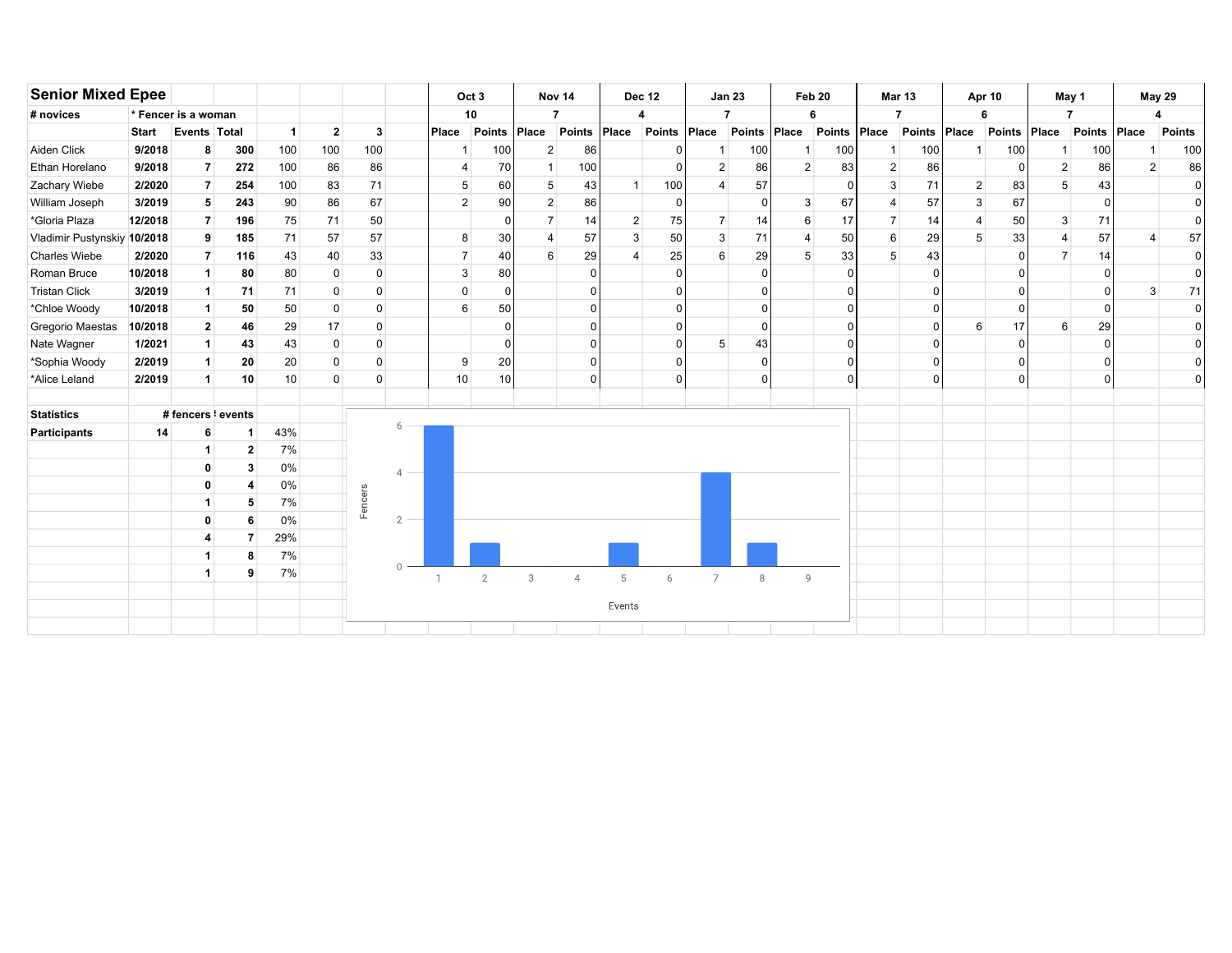# Senior Mixed Epee

\# novices — * Fencer is a woman

| Name | Start | Events | Total | 1 | 2 | 3 | Oct 3 Place | Oct 3 Points | Nov 14 Place | Nov 14 Points | Dec 12 Place | Dec 12 Points | Jan 23 Place | Jan 23 Points | Feb 20 Place | Feb 20 Points | Mar 13 Place | Mar 13 Points | Apr 10 Place | Apr 10 Points | May 1 Place | May 1 Points | May 29 Place | May 29 Points |
|---|---|---|---|---|---|---|---|---|---|---|---|---|---|---|---|---|---|---|---|---|---|---|---|---|
| # novices | | | | | | | 10 | | 7 | | 4 | | 7 | | 6 | | 7 | | 6 | | 7 | | 4 | |
| Aiden Click | 9/2018 | 8 | 300 | 100 | 100 | 100 | 1 | 100 | 2 | 86 | | 0 | 1 | 100 | 1 | 100 | 1 | 100 | 1 | 100 | 1 | 100 | 1 | 100 |
| Ethan Horelano | 9/2018 | 7 | 272 | 100 | 86 | 86 | 4 | 70 | 1 | 100 | | 0 | 2 | 86 | 2 | 83 | 2 | 86 | | 0 | 2 | 86 | 2 | 86 |
| Zachary Wiebe | 2/2020 | 7 | 254 | 100 | 83 | 71 | 5 | 60 | 5 | 43 | 1 | 100 | 4 | 57 | | 0 | 3 | 71 | 2 | 83 | 5 | 43 | | 0 |
| William Joseph | 3/2019 | 5 | 243 | 90 | 86 | 67 | 2 | 90 | 2 | 86 | | 0 | | 0 | 3 | 67 | 4 | 57 | 3 | 67 | | 0 | | 0 |
| *Gloria Plaza | 12/2018 | 7 | 196 | 75 | 71 | 50 | | 0 | 7 | 14 | 2 | 75 | 7 | 14 | 6 | 17 | 7 | 14 | 4 | 50 | 3 | 71 | | 0 |
| Vladimir Pustynskiy | 10/2018 | 9 | 185 | 71 | 57 | 57 | 8 | 30 | 4 | 57 | 3 | 50 | 3 | 71 | 4 | 50 | 6 | 29 | 5 | 33 | 4 | 57 | 4 | 57 |
| Charles Wiebe | 2/2020 | 7 | 116 | 43 | 40 | 33 | 7 | 40 | 6 | 29 | 4 | 25 | 6 | 29 | 5 | 33 | 5 | 43 | | 0 | 7 | 14 | | 0 |
| Roman Bruce | 10/2018 | 1 | 80 | 80 | 0 | 0 | 3 | 80 | | 0 | | 0 | | 0 | | 0 | | 0 | | 0 | | 0 | | 0 |
| Tristan Click | 3/2019 | 1 | 71 | 71 | 0 | 0 | 0 | 0 | | 0 | | 0 | | 0 | | 0 | | 0 | | 0 | | 0 | 3 | 71 |
| *Chloe Woody | 10/2018 | 1 | 50 | 50 | 0 | 0 | 6 | 50 | | 0 | | 0 | | 0 | | 0 | | 0 | | 0 | | 0 | | 0 |
| Gregorio Maestas | 10/2018 | 2 | 46 | 29 | 17 | 0 | | 0 | | 0 | | 0 | | 0 | | 0 | | 0 | 6 | 17 | 6 | 29 | | 0 |
| Nate Wagner | 1/2021 | 1 | 43 | 43 | 0 | 0 | | 0 | | 0 | | 0 | 5 | 43 | | 0 | | 0 | | 0 | | 0 | | 0 |
| *Sophia Woody | 2/2019 | 1 | 20 | 20 | 0 | 0 | 9 | 20 | | 0 | | 0 | | 0 | | 0 | | 0 | | 0 | | 0 | | 0 |
| *Alice Leland | 2/2019 | 1 | 10 | 10 | 0 | 0 | 10 | 10 | | 0 | | 0 | | 0 | | 0 | | 0 | | 0 | | 0 | | 0 |

| Statistics | | # fencers | # events | |
|---|---|---|---|---|
| Participants | 14 | 6 | 1 | 43% |
| | | 1 | 2 | 7% |
| | | 0 | 3 | 0% |
| | | 0 | 4 | 0% |
| | | 1 | 5 | 7% |
| | | 0 | 6 | 0% |
| | | 4 | 7 | 29% |
| | | 1 | 8 | 7% |
| | | 1 | 9 | 7% |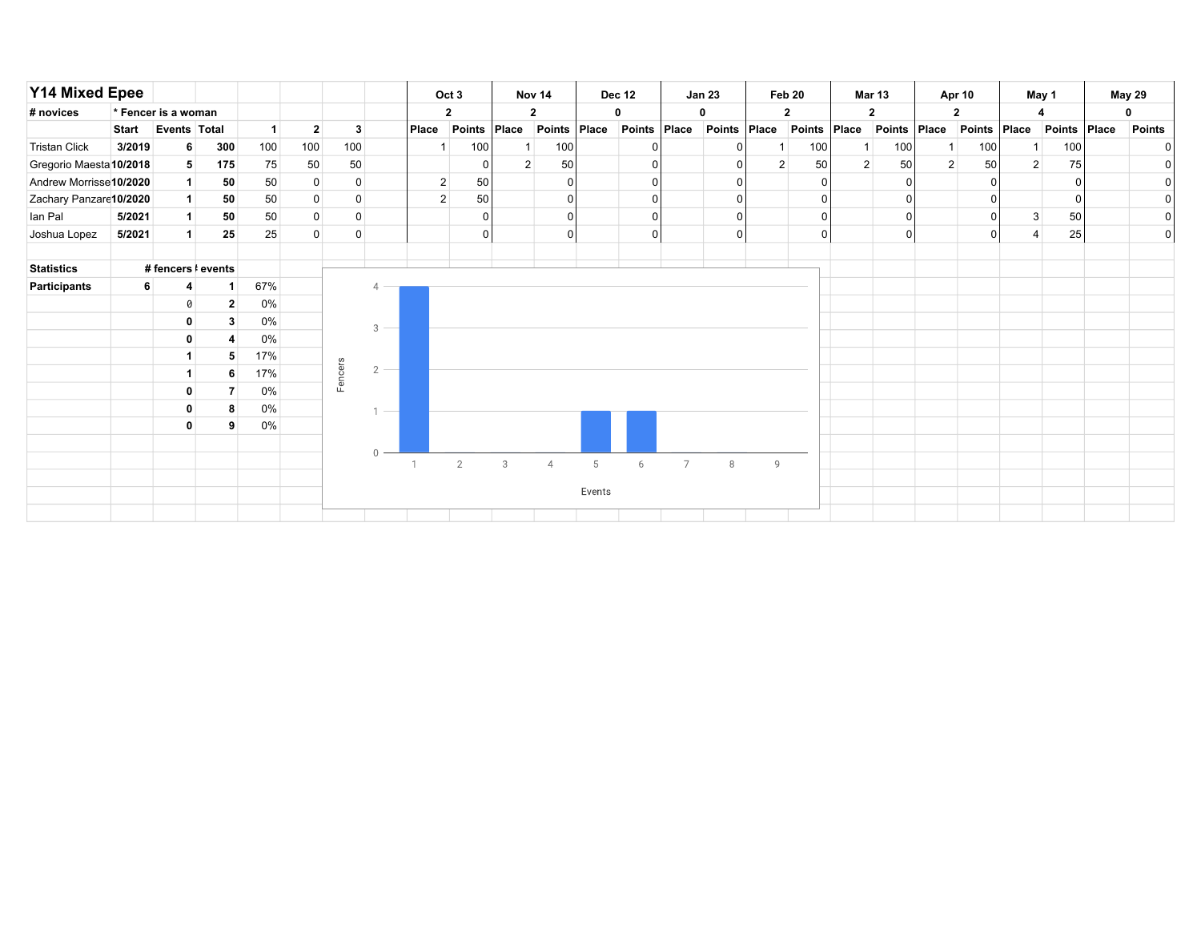# Y14 Mixed Epee

| # novices | * Fencer is a woman | | | | | | Oct 3 | | Nov 14 | | Dec 12 | | Jan 23 | | Feb 20 | | Mar 13 | | Apr 10 | | May 1 | | May 29 | |
|---|---|---|---|---|---|---|---|---|---|---|---|---|---|---|---|---|---|---|---|---|---|---|---|---|
| | | | | | | | 2 | | 2 | | 0 | | 0 | | 2 | | 2 | | 2 | | 4 | | 0 | |
| | Start | Events | Total | 1 | 2 | 3 | Place | Points | Place | Points | Place | Points | Place | Points | Place | Points | Place | Points | Place | Points | Place | Points | Place | Points |
| Tristan Click | 3/2019 | 6 | 300 | 100 | 100 | 100 | 1 | 100 | 1 | 100 | | 0 | | 0 | 1 | 100 | 1 | 100 | 1 | 100 | 1 | 100 | | 0 |
| Gregorio Maesta | 10/2018 | 5 | 175 | 75 | 50 | 50 | | 0 | 2 | 50 | | 0 | | 0 | 2 | 50 | 2 | 50 | 2 | 50 | 2 | 75 | | 0 |
| Andrew Morrisse | 10/2020 | 1 | 50 | 50 | 0 | 0 | 2 | 50 | | 0 | | 0 | | 0 | | 0 | | 0 | | 0 | | 0 | | 0 |
| Zachary Panzare | 10/2020 | 1 | 50 | 50 | 0 | 0 | 2 | 50 | | 0 | | 0 | | 0 | | 0 | | 0 | | 0 | | 0 | | 0 |
| Ian Pal | 5/2021 | 1 | 50 | 50 | 0 | 0 | | 0 | | 0 | | 0 | | 0 | | 0 | | 0 | | 0 | 3 | 50 | | 0 |
| Joshua Lopez | 5/2021 | 1 | 25 | 25 | 0 | 0 | | 0 | | 0 | | 0 | | 0 | | 0 | | 0 | | 0 | 4 | 25 | | 0 |

| Statistics | | # fencers | # events | |
|---|---|---|---|---|
| Participants | 6 | 4 | 1 | 67% |
| | | 0 | 2 | 0% |
| | | 0 | 3 | 0% |
| | | 0 | 4 | 0% |
| | | 1 | 5 | 17% |
| | | 1 | 6 | 17% |
| | | 0 | 7 | 0% |
| | | 0 | 8 | 0% |
| | | 0 | 9 | 0% |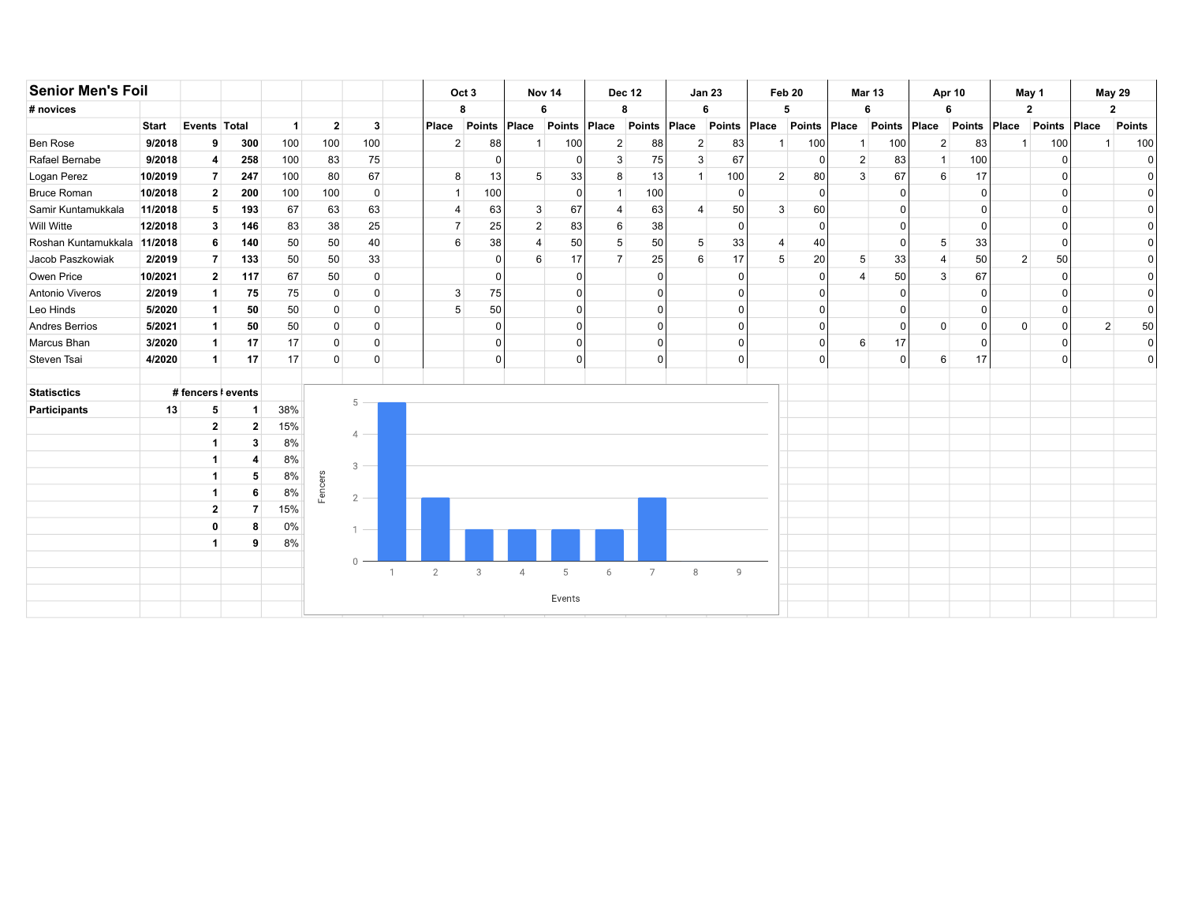## Senior Men's Foil

| | Start | Events | Total | 1 | 2 | 3 | Oct 3 | | Nov 14 | | Dec 12 | | Jan 23 | | Feb 20 | | Mar 13 | | Apr 10 | | May 1 | | May 29 | |
|---|---|---|---|---|---|---|---|---|---|---|---|---|---|---|---|---|---|---|---|---|---|---|---|---|
| # novices | | | | | | | 8 | | 6 | | 8 | | 6 | | 5 | | 6 | | 6 | | 2 | | 2 | |
| | Start | Events | Total | 1 | 2 | 3 | Place | Points | Place | Points | Place | Points | Place | Points | Place | Points | Place | Points | Place | Points | Place | Points | Place | Points |
| Ben Rose | 9/2018 | 9 | 300 | 100 | 100 | 100 | 2 | 88 | 1 | 100 | 2 | 88 | 2 | 83 | 1 | 100 | 1 | 100 | 2 | 83 | 1 | 100 | 1 | 100 |
| Rafael Bernabe | 9/2018 | 4 | 258 | 100 | 83 | 75 | | 0 | | 0 | 3 | 75 | 3 | 67 | | 0 | 2 | 83 | 1 | 100 | | 0 | | 0 |
| Logan Perez | 10/2019 | 7 | 247 | 100 | 80 | 67 | 8 | 13 | 5 | 33 | 8 | 13 | 1 | 100 | 2 | 80 | 3 | 67 | 6 | 17 | | 0 | | 0 |
| Bruce Roman | 10/2018 | 2 | 200 | 100 | 100 | 0 | 1 | 100 | | 0 | 1 | 100 | | 0 | | 0 | | 0 | | 0 | | 0 | | 0 |
| Samir Kuntamukkala | 11/2018 | 5 | 193 | 67 | 63 | 63 | 4 | 63 | 3 | 67 | 4 | 63 | 4 | 50 | 3 | 60 | | 0 | | 0 | | 0 | | 0 |
| Will Witte | 12/2018 | 3 | 146 | 83 | 38 | 25 | 7 | 25 | 2 | 83 | 6 | 38 | | 0 | | 0 | | 0 | | 0 | | 0 | | 0 |
| Roshan Kuntamukkala | 11/2018 | 6 | 140 | 50 | 50 | 40 | 6 | 38 | 4 | 50 | 5 | 50 | 5 | 33 | 4 | 40 | | 0 | 5 | 33 | | 0 | | 0 |
| Jacob Paszkowiak | 2/2019 | 7 | 133 | 50 | 50 | 33 | | 0 | 6 | 17 | 7 | 25 | 6 | 17 | 5 | 20 | 5 | 33 | 4 | 50 | 2 | 50 | | 0 |
| Owen Price | 10/2021 | 2 | 117 | 67 | 50 | 0 | | 0 | | 0 | | 0 | | 0 | | 0 | 4 | 50 | 3 | 67 | | 0 | | 0 |
| Antonio Viveros | 2/2019 | 1 | 75 | 75 | 0 | 0 | 3 | 75 | | 0 | | 0 | | 0 | | 0 | | 0 | | 0 | | 0 | | 0 |
| Leo Hinds | 5/2020 | 1 | 50 | 50 | 0 | 0 | 5 | 50 | | 0 | | 0 | | 0 | | 0 | | 0 | | 0 | | 0 | | 0 |
| Andres Berrios | 5/2021 | 1 | 50 | 50 | 0 | 0 | | 0 | | 0 | | 0 | | 0 | | 0 | | 0 | 0 | 0 | 0 | 0 | 2 | 50 |
| Marcus Bhan | 3/2020 | 1 | 17 | 17 | 0 | 0 | | 0 | | 0 | | 0 | | 0 | | 0 | 6 | 17 | | 0 | | 0 | | 0 |
| Steven Tsai | 4/2020 | 1 | 17 | 17 | 0 | 0 | | 0 | | 0 | | 0 | | 0 | | 0 | | 0 | 6 | 17 | | 0 | | 0 |

| Statisctics | | # fencers | # events | |
|---|---|---|---|---|
| Participants | 13 | 5 | 1 | 38% |
| | | 2 | 2 | 15% |
| | | 1 | 3 | 8% |
| | | 1 | 4 | 8% |
| | | 1 | 5 | 8% |
| | | 1 | 6 | 8% |
| | | 2 | 7 | 15% |
| | | 0 | 8 | 0% |
| | | 1 | 9 | 8% |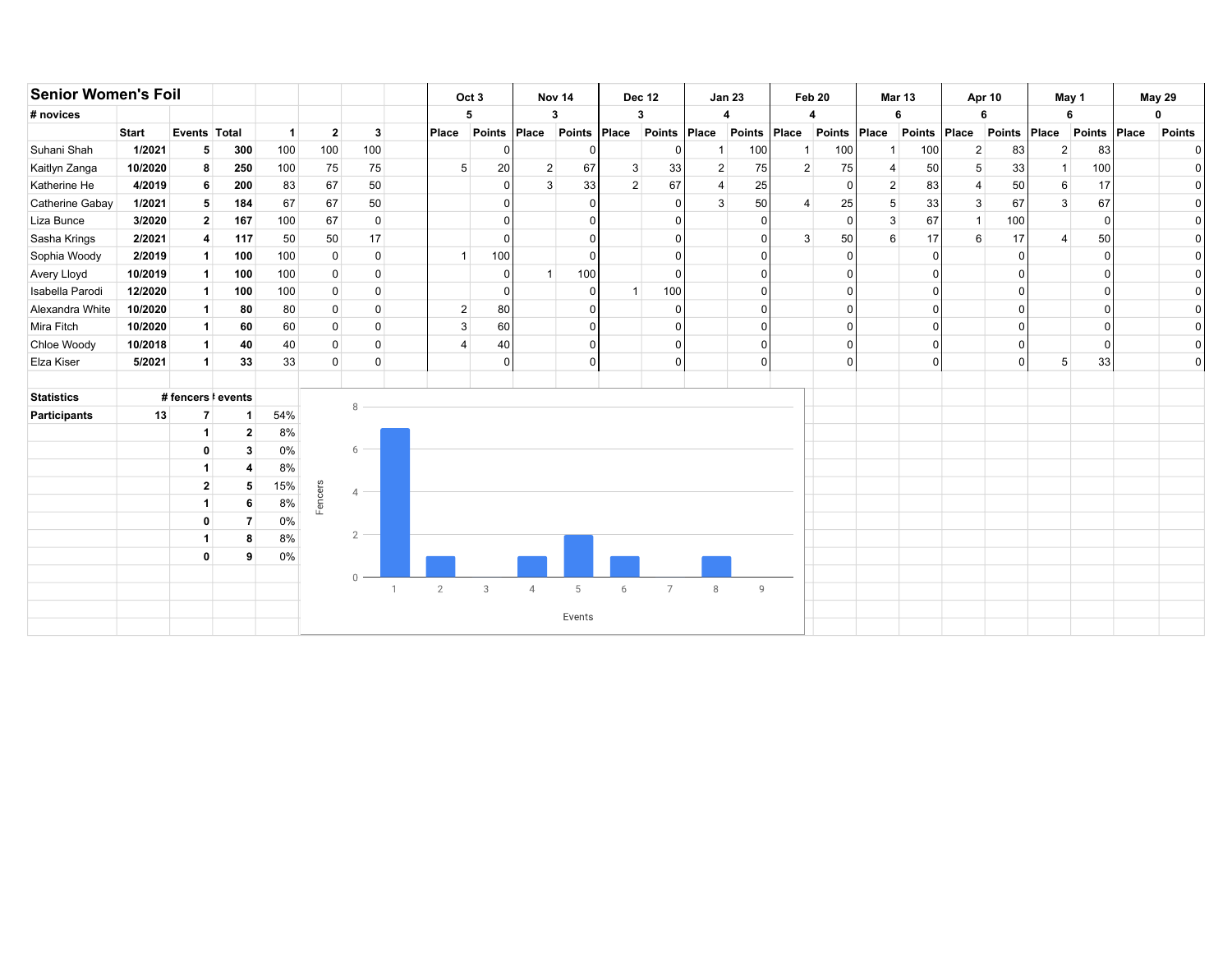## Senior Women's Foil

| Senior Women's Foil | | | | | | | | Oct 3 | | Nov 14 | | Dec 12 | | Jan 23 | | Feb 20 | | Mar 13 | | Apr 10 | | May 1 | | May 29 | |
|---|---|---|---|---|---|---|---|---|---|---|---|---|---|---|---|---|---|---|---|---|---|---|---|---|---|
| # novices | | | | | | | | 5 | | 3 | | 3 | | 4 | | 4 | | 6 | | 6 | | 6 | | 0 | |
| | Start | Events | Total | 1 | 2 | 3 | | Place | Points | Place | Points | Place | Points | Place | Points | Place | Points | Place | Points | Place | Points | Place | Points | Place | Points |
| Suhani Shah | 1/2021 | 5 | 300 | 100 | 100 | 100 | | | 0 | | 0 | | 0 | 1 | 100 | 1 | 100 | 1 | 100 | 2 | 83 | 2 | 83 | | 0 |
| Kaitlyn Zanga | 10/2020 | 8 | 250 | 100 | 75 | 75 | | 5 | 20 | 2 | 67 | 3 | 33 | 2 | 75 | 2 | 75 | 4 | 50 | 5 | 33 | 1 | 100 | | 0 |
| Katherine He | 4/2019 | 6 | 200 | 83 | 67 | 50 | | | 0 | 3 | 33 | 2 | 67 | 4 | 25 | | 0 | 2 | 83 | 4 | 50 | 6 | 17 | | 0 |
| Catherine Gabay | 1/2021 | 5 | 184 | 67 | 67 | 50 | | | 0 | | 0 | | 0 | 3 | 50 | 4 | 25 | 5 | 33 | 3 | 67 | 3 | 67 | | 0 |
| Liza Bunce | 3/2020 | 2 | 167 | 100 | 67 | 0 | | | 0 | | 0 | | 0 | | 0 | | 0 | 3 | 67 | 1 | 100 | | 0 | | 0 |
| Sasha Krings | 2/2021 | 4 | 117 | 50 | 50 | 17 | | | 0 | | 0 | | 0 | | 0 | 3 | 50 | 6 | 17 | 6 | 17 | 4 | 50 | | 0 |
| Sophia Woody | 2/2019 | 1 | 100 | 100 | 0 | 0 | | 1 | 100 | | 0 | | 0 | | 0 | | 0 | | 0 | | 0 | | 0 | | 0 |
| Avery Lloyd | 10/2019 | 1 | 100 | 100 | 0 | 0 | | | 0 | 1 | 100 | | 0 | | 0 | | 0 | | 0 | | 0 | | 0 | | 0 |
| Isabella Parodi | 12/2020 | 1 | 100 | 100 | 0 | 0 | | | 0 | | 0 | 1 | 100 | | 0 | | 0 | | 0 | | 0 | | 0 | | 0 |
| Alexandra White | 10/2020 | 1 | 80 | 80 | 0 | 0 | | 2 | 80 | | 0 | | 0 | | 0 | | 0 | | 0 | | 0 | | 0 | | 0 |
| Mira Fitch | 10/2020 | 1 | 60 | 60 | 0 | 0 | | 3 | 60 | | 0 | | 0 | | 0 | | 0 | | 0 | | 0 | | 0 | | 0 |
| Chloe Woody | 10/2018 | 1 | 40 | 40 | 0 | 0 | | 4 | 40 | | 0 | | 0 | | 0 | | 0 | | 0 | | 0 | | 0 | | 0 |
| Elza Kiser | 5/2021 | 1 | 33 | 33 | 0 | 0 | | | 0 | | 0 | | 0 | | 0 | | 0 | | 0 | | 0 | 5 | 33 | | 0 |

| Statistics | | # fencers | # events | |
|---|---|---|---|---|
| Participants | 13 | 7 | 1 | 54% |
| | | 1 | 2 | 8% |
| | | 0 | 3 | 0% |
| | | 1 | 4 | 8% |
| | | 2 | 5 | 15% |
| | | 1 | 6 | 8% |
| | | 0 | 7 | 0% |
| | | 1 | 8 | 8% |
| | | 0 | 9 | 0% |

Fencers
8
6
4
2
0
1 2 3 4 5 6 7 8 9
Events